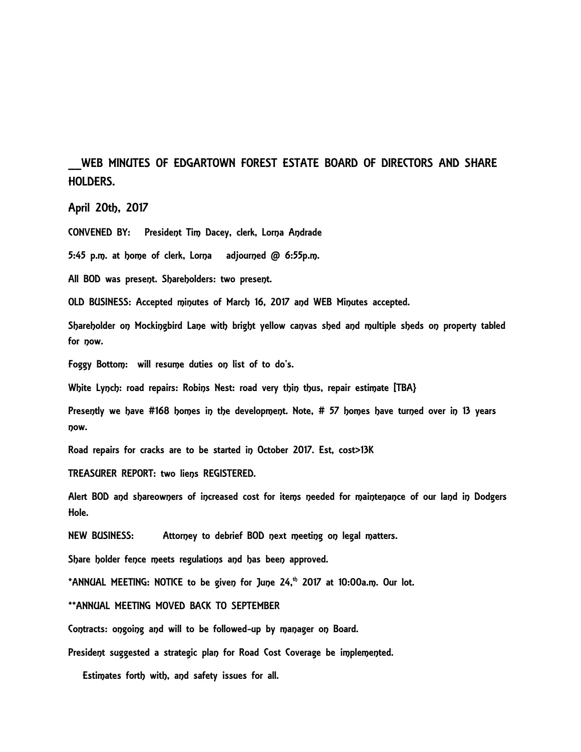## __WEB MINUTES OF EDGARTOWN FOREST ESTATE BOARD OF DIRECTORS AND SHARE HOLDERS.

April 20th, 2017

CONVENED BY: President Tim Dacey, clerk, Lorna Andrade

5:45 p.m. at home of clerk, Lorna adjourned @ 6:55p.m.

All BOD was present. Shareholders: two present.

OLD BUSINESS: Accepted minutes of March 16, 2017 and WEB Minutes accepted.

Shareholder on Mockingbird Lane with bright yellow canvas shed and multiple sheds on property tabled for now.

Foggy Bottom: will resume duties on list of to do's.

White Lynch: road repairs: Robins Nest: road very thin thus, repair estimate [TBA}

Presently we have #168 homes in the development. Note, # 57 homes have turned over in 13 years now.

Road repairs for cracks are to be started in October 2017. Est, cost>13K

TREASURER REPORT: two liens REGISTERED.

Alert BOD and shareowners of increased cost for items needed for maintenance of our land in Dodgers Hole.

NEW BUSINESS: Attorney to debrief BOD next meeting on legal matters.

Share holder fence meets regulations and has been approved.

*ANNUAL MEETING: NOTICE to be given for June 24,th 2017 at 10:00a.m. Our lot.

**ANNUAL MEETING MOVED BACK TO SEPTEMBER

Contracts: ongoing and will to be followed-up by manager on Board.

President suggested a strategic plan for Road Cost Coverage be implemented.

Estimates forth with, and safety issues for all.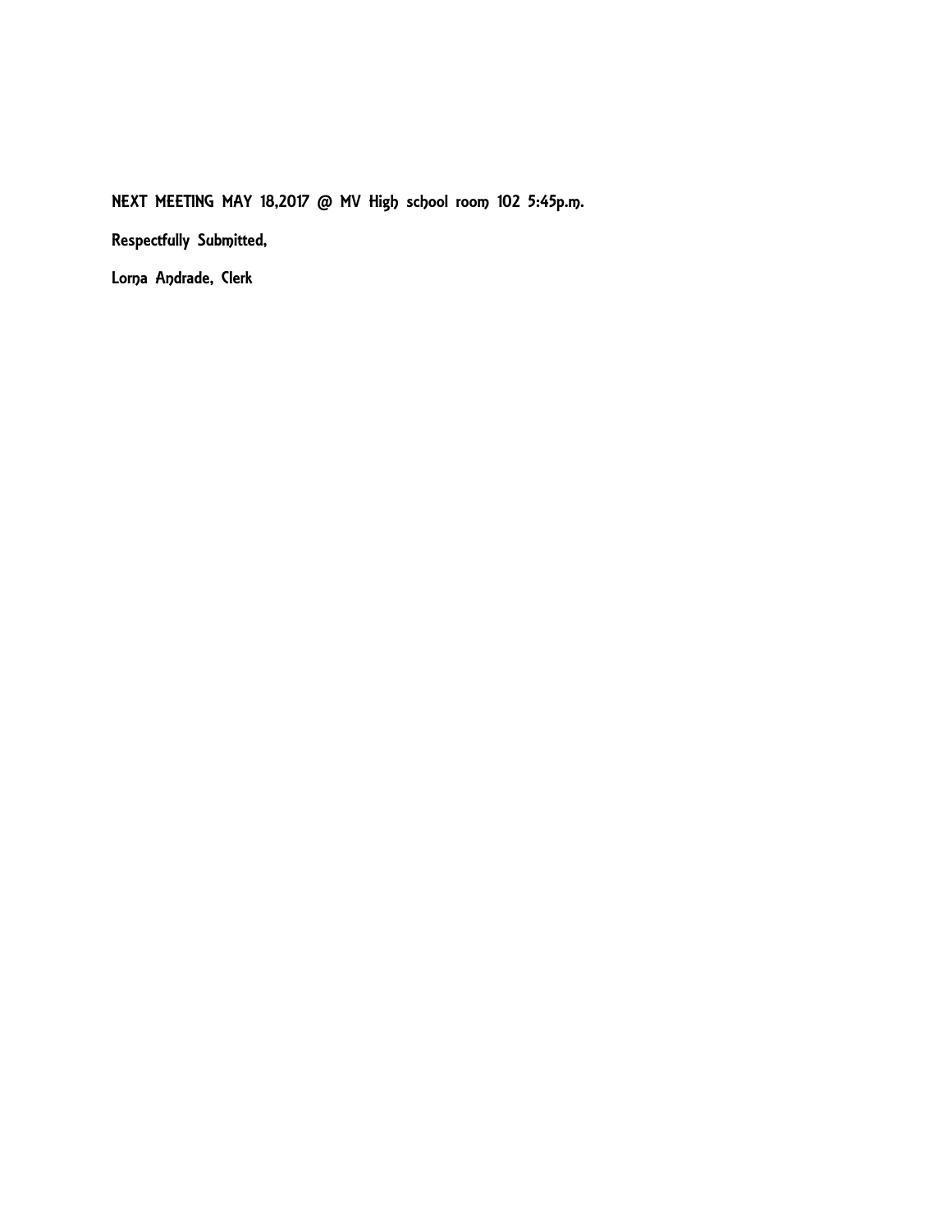**NEXT MEETING MAY 18,2017 @ MV High school room 102 5:45p.m.**

**Respectfully Submitted,**

**Lorna Andrade, Clerk**